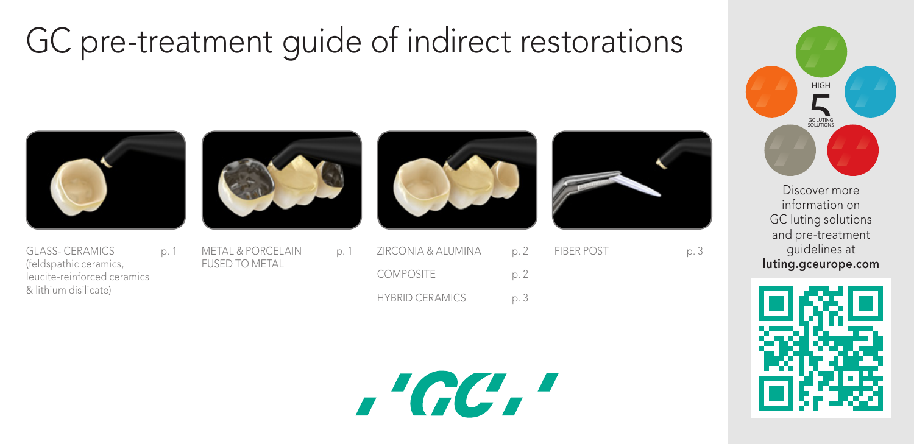# GC pre-treatment guide of indirect restorations

| | |
|---|---|
| GLASS- CERAMICS (feldspathic ceramics, leucite-reinforced ceramics & lithium disilicate) | p. 1 |
| METAL & PORCELAIN FUSED TO METAL | p. 1 |
| ZIRCONIA & ALUMINA | p. 2 |
| COMPOSITE | p. 2 |
| HYBRID CERAMICS | p. 3 |
| FIBER POST | p. 3 |

HIGH 5 GC LUTING SOLUTIONS

Discover more information on GC luting solutions and pre-treatment guidelines at **luting.gceurope.com**

GC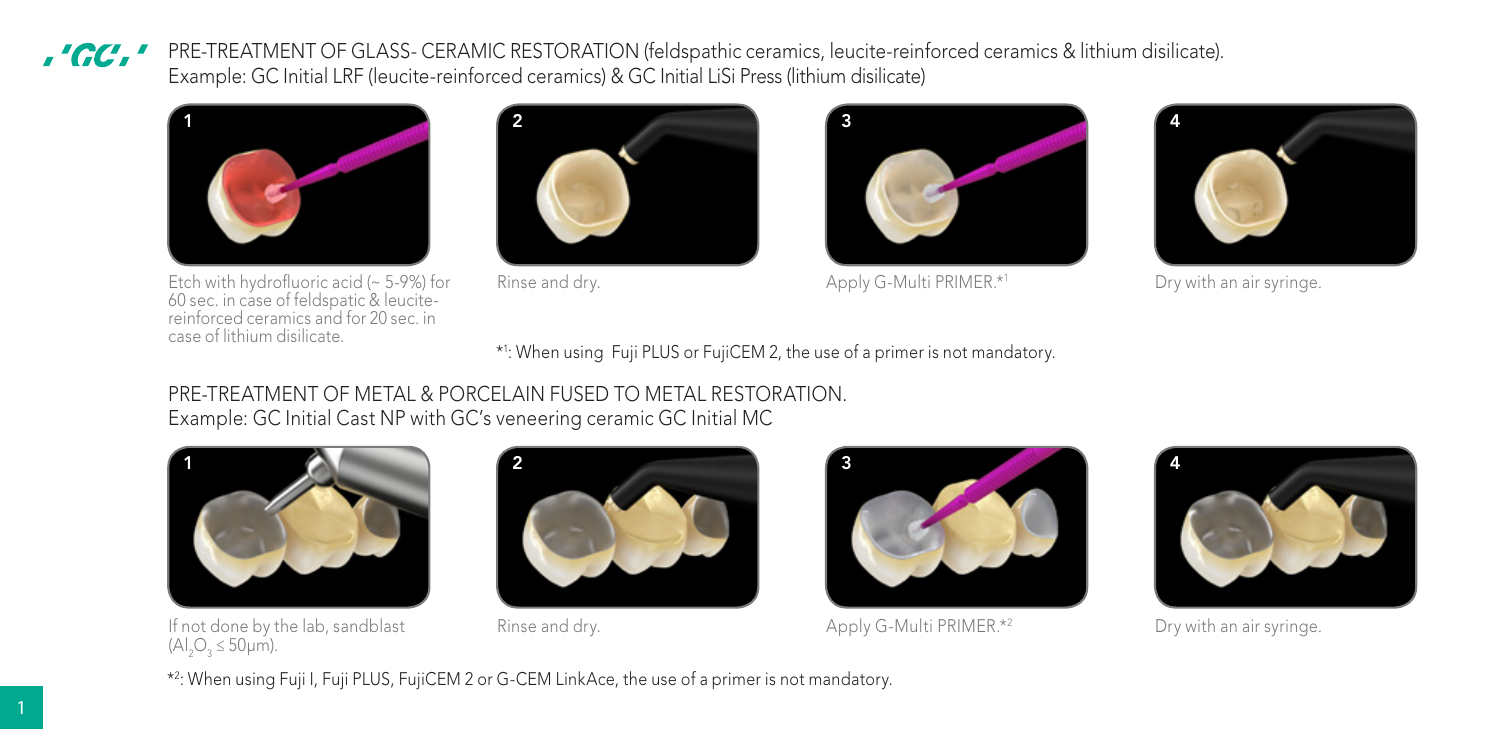## PRE-TREATMENT OF GLASS- CERAMIC RESTORATION (feldspathic ceramics, leucite-reinforced ceramics & lithium disilicate).

Example: GC Initial LRF (leucite-reinforced ceramics) & GC Initial LiSi Press (lithium disilicate)

1. Etch with hydrofluoric acid (~ 5-9%) for 60 sec. in case of feldspatic & leucite-reinforced ceramics and for 20 sec. in case of lithium disilicate.
2. Rinse and dry.
3. Apply G-Multi PRIMER.*[1]
4. Dry with an air syringe.

*[1]: When using Fuji PLUS or FujiCEM 2, the use of a primer is not mandatory.

## PRE-TREATMENT OF METAL & PORCELAIN FUSED TO METAL RESTORATION.

Example: GC Initial Cast NP with GC's veneering ceramic GC Initial MC

1. If not done by the lab, sandblast ($Al_2O_3 \leq 50\mu m$).
2. Rinse and dry.
3. Apply G-Multi PRIMER.*[2]
4. Dry with an air syringe.

*[2]: When using Fuji I, Fuji PLUS, FujiCEM 2 or G-CEM LinkAce, the use of a primer is not mandatory.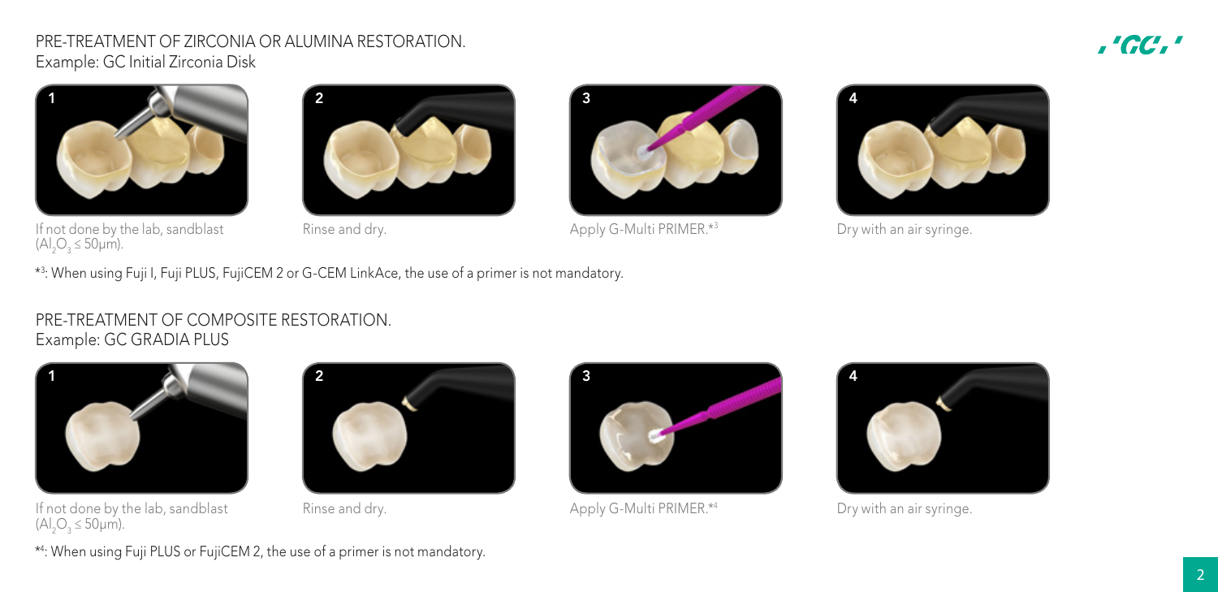## PRE-TREATMENT OF ZIRCONIA OR ALUMINA RESTORATION.

### Example: GC Initial Zirconia Disk

1. If not done by the lab, sandblast ($Al_2O_3$ ≤ 50µm).
2. Rinse and dry.
3. Apply G-Multi PRIMER.*[3]
4. Dry with an air syringe.

*[3]: When using Fuji I, Fuji PLUS, FujiCEM 2 or G-CEM LinkAce, the use of a primer is not mandatory.

## PRE-TREATMENT OF COMPOSITE RESTORATION.

### Example: GC GRADIA PLUS

1. If not done by the lab, sandblast ($Al_2O_3$ ≤ 50µm).
2. Rinse and dry.
3. Apply G-Multi PRIMER.*[4]
4. Dry with an air syringe.

*[4]: When using Fuji PLUS or FujiCEM 2, the use of a primer is not mandatory.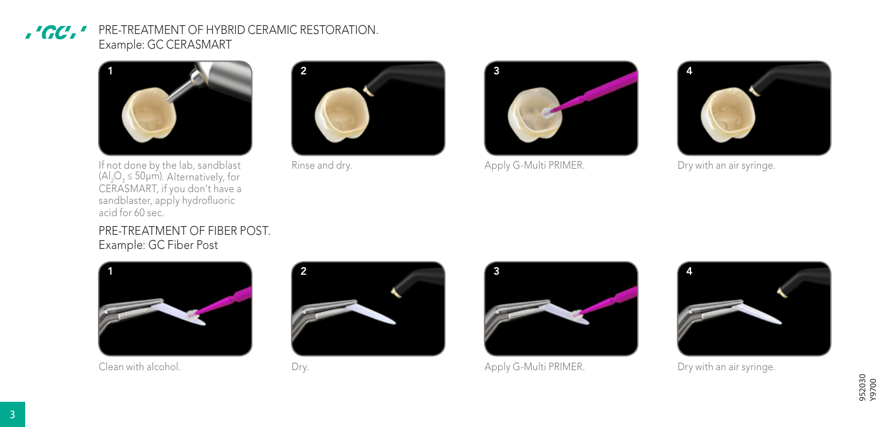## PRE-TREATMENT OF HYBRID CERAMIC RESTORATION.
Example: GC CERASMART

1. If not done by the lab, sandblast ($Al_2O_3 \leq 50\mu m$). Alternatively, for CERASMART, if you don't have a sandblaster, apply hydrofluoric acid for 60 sec.
2. Rinse and dry.
3. Apply G-Multi PRIMER.
4. Dry with an air syringe.

## PRE-TREATMENT OF FIBER POST.
Example: GC Fiber Post

1. Clean with alcohol.
2. Dry.
3. Apply G-Multi PRIMER.
4. Dry with an air syringe.

952030
Y9700